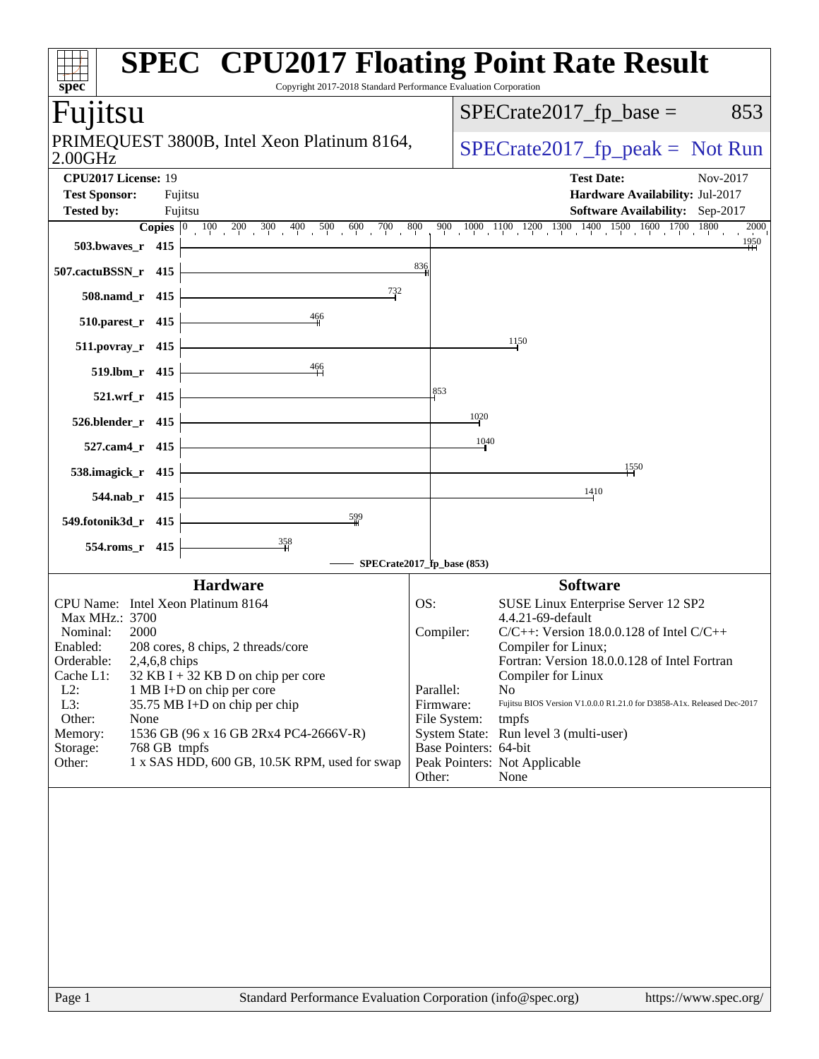# SPEC CPU2017 Floating Point Rate Result

Copyright 2017-2018 Standard Performance Evaluation Corporation

## Fujitsu

PRIMEQUEST 3800B, Intel Xeon Platinum 8164, 2.00GHz

SPECrate2017_fp_base = 853

SPECrate2017_fp_peak = Not Run

**CPU2017 License:** 19
**Test Sponsor:** Fujitsu
**Tested by:** Fujitsu

**Test Date:** Nov-2017
**Hardware Availability:** Jul-2017
**Software Availability:** Sep-2017

| Benchmark | Copies | SPECrate2017_fp_base |
|---|---|---|
| 503.bwaves_r | 415 | 1950 |
| 507.cactuBSSN_r | 415 | 836 |
| 508.namd_r | 415 | 732 |
| 510.parest_r | 415 | 466 |
| 511.povray_r | 415 | 1150 |
| 519.lbm_r | 415 | 466 |
| 521.wrf_r | 415 | 853 |
| 526.blender_r | 415 | 1020 |
| 527.cam4_r | 415 | 1040 |
| 538.imagick_r | 415 | 1550 |
| 544.nab_r | 415 | 1410 |
| 549.fotonik3d_r | 415 | 599 |
| 554.roms_r | 415 | 358 |

SPECrate2017_fp_base (853)

### Hardware

| | |
|---|---|
| CPU Name: | Intel Xeon Platinum 8164 |
| Max MHz.: | 3700 |
| Nominal: | 2000 |
| Enabled: | 208 cores, 8 chips, 2 threads/core |
| Orderable: | 2,4,6,8 chips |
| Cache L1: | 32 KB I + 32 KB D on chip per core |
| L2: | 1 MB I+D on chip per core |
| L3: | 35.75 MB I+D on chip per chip |
| Other: | None |
| Memory: | 1536 GB (96 x 16 GB 2Rx4 PC4-2666V-R) |
| Storage: | 768 GB tmpfs |
| Other: | 1 x SAS HDD, 600 GB, 10.5K RPM, used for swap |

### Software

| | |
|---|---|
| OS: | SUSE Linux Enterprise Server 12 SP2 4.4.21-69-default |
| Compiler: | C/C++: Version 18.0.0.128 of Intel C/C++ Compiler for Linux; Fortran: Version 18.0.0.128 of Intel Fortran Compiler for Linux |
| Parallel: | No |
| Firmware: | Fujitsu BIOS Version V1.0.0.0 R1.21.0 for D3858-A1x. Released Dec-2017 |
| File System: | tmpfs |
| System State: | Run level 3 (multi-user) |
| Base Pointers: | 64-bit |
| Peak Pointers: | Not Applicable |
| Other: | None |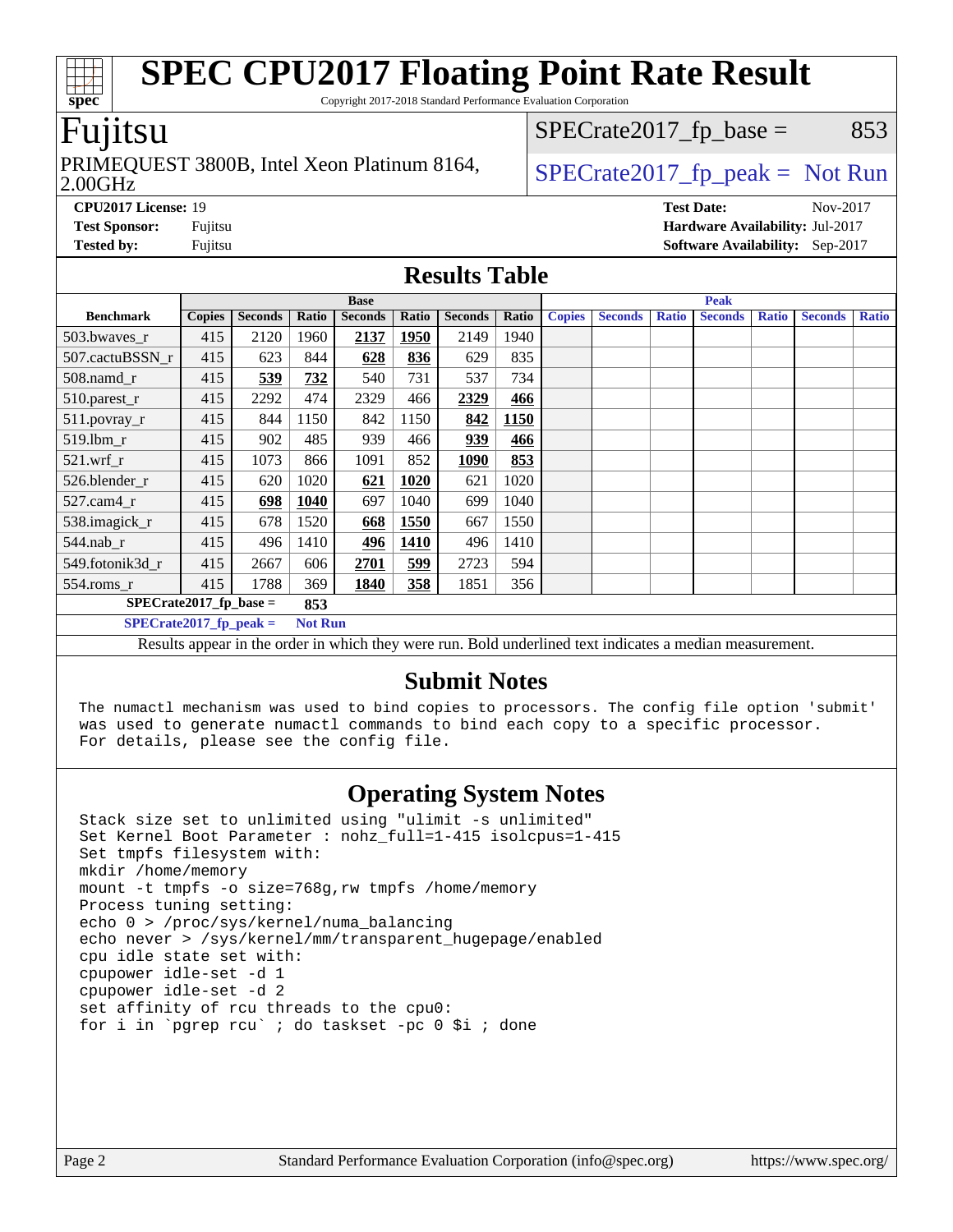# SPEC CPU2017 Floating Point Rate Result

Copyright 2017-2018 Standard Performance Evaluation Corporation

## Fujitsu

PRIMEQUEST 3800B, Intel Xeon Platinum 8164, 2.00GHz

SPECrate2017_fp_base = 853

SPECrate2017_fp_peak = Not Run

**CPU2017 License:** 19
**Test Sponsor:** Fujitsu
**Tested by:** Fujitsu

**Test Date:** Nov-2017
**Hardware Availability:** Jul-2017
**Software Availability:** Sep-2017

## Results Table

| | Base | | | | | | | Peak | | | | | | |
|---|---|---|---|---|---|---|---|---|---|---|---|---|---|---|
| **Benchmark** | **Copies** | **Seconds** | **Ratio** | **Seconds** | **Ratio** | **Seconds** | **Ratio** | **Copies** | **Seconds** | **Ratio** | **Seconds** | **Ratio** | **Seconds** | **Ratio** |
| 503.bwaves_r | 415 | 2120 | 1960 | **2137** | **1950** | 2149 | 1940 | | | | | | | |
| 507.cactuBSSN_r | 415 | 623 | 844 | **628** | **836** | 629 | 835 | | | | | | | |
| 508.namd_r | 415 | **539** | **732** | 540 | 731 | 537 | 734 | | | | | | | |
| 510.parest_r | 415 | 2292 | 474 | 2329 | 466 | **2329** | **466** | | | | | | | |
| 511.povray_r | 415 | 844 | 1150 | 842 | 1150 | **842** | **1150** | | | | | | | |
| 519.lbm_r | 415 | 902 | 485 | 939 | 466 | **939** | **466** | | | | | | | |
| 521.wrf_r | 415 | 1073 | 866 | 1091 | 852 | **1090** | **853** | | | | | | | |
| 526.blender_r | 415 | 620 | 1020 | **621** | **1020** | 621 | 1020 | | | | | | | |
| 527.cam4_r | 415 | **698** | **1040** | 697 | 1040 | 699 | 1040 | | | | | | | |
| 538.imagick_r | 415 | 678 | 1520 | **668** | **1550** | 667 | 1550 | | | | | | | |
| 544.nab_r | 415 | 496 | 1410 | **496** | **1410** | 496 | 1410 | | | | | | | |
| 549.fotonik3d_r | 415 | 2667 | 606 | **2701** | **599** | 2723 | 594 | | | | | | | |
| 554.roms_r | 415 | 1788 | 369 | **1840** | **358** | 1851 | 356 | | | | | | | |

**SPECrate2017_fp_base = 853**

**SPECrate2017_fp_peak = Not Run**

Results appear in the order in which they were run. Bold underlined text indicates a median measurement.

## Submit Notes

```
The numactl mechanism was used to bind copies to processors. The config file option 'submit'
was used to generate numactl commands to bind each copy to a specific processor.
For details, please see the config file.
```

## Operating System Notes

```
Stack size set to unlimited using "ulimit -s unlimited"
Set Kernel Boot Parameter : nohz_full=1-415 isolcpus=1-415
Set tmpfs filesystem with:
mkdir /home/memory
mount -t tmpfs -o size=768g,rw tmpfs /home/memory
Process tuning setting:
echo 0 > /proc/sys/kernel/numa_balancing
echo never > /sys/kernel/mm/transparent_hugepage/enabled
cpu idle state set with:
cpupower idle-set -d 1
cpupower idle-set -d 2
set affinity of rcu threads to the cpu0:
for i in `pgrep rcu` ; do taskset -pc 0 $i ; done
```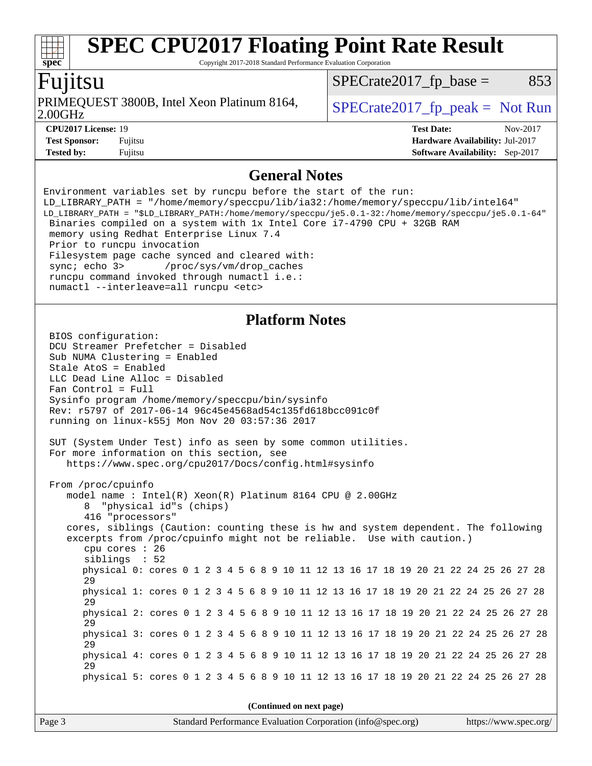# SPEC CPU2017 Floating Point Rate Result

Copyright 2017-2018 Standard Performance Evaluation Corporation

## Fujitsu

PRIMEQUEST 3800B, Intel Xeon Platinum 8164, 2.00GHz

SPECrate2017_fp_base = 853

SPECrate2017_fp_peak = Not Run

**CPU2017 License:** 19
**Test Sponsor:** Fujitsu
**Tested by:** Fujitsu

**Test Date:** Nov-2017
**Hardware Availability:** Jul-2017
**Software Availability:** Sep-2017

### General Notes

```
Environment variables set by runcpu before the start of the run:
LD_LIBRARY_PATH = "/home/memory/speccpu/lib/ia32:/home/memory/speccpu/lib/intel64"
LD_LIBRARY_PATH = "$LD_LIBRARY_PATH:/home/memory/speccpu/je5.0.1-32:/home/memory/speccpu/je5.0.1-64"
 Binaries compiled on a system with 1x Intel Core i7-4790 CPU + 32GB RAM
 memory using Redhat Enterprise Linux 7.4
 Prior to runcpu invocation
 Filesystem page cache synced and cleared with:
 sync; echo 3>       /proc/sys/vm/drop_caches
 runcpu command invoked through numactl i.e.:
 numactl --interleave=all runcpu <etc>
```

### Platform Notes

```
 BIOS configuration:
 DCU Streamer Prefetcher = Disabled
 Sub NUMA Clustering = Enabled
 Stale AtoS = Enabled
 LLC Dead Line Alloc = Disabled
 Fan Control = Full
 Sysinfo program /home/memory/speccpu/bin/sysinfo
 Rev: r5797 of 2017-06-14 96c45e4568ad54c135fd618bcc091c0f
 running on linux-k55j Mon Nov 20 03:57:36 2017

 SUT (System Under Test) info as seen by some common utilities.
 For more information on this section, see
    https://www.spec.org/cpu2017/Docs/config.html#sysinfo

 From /proc/cpuinfo
    model name : Intel(R) Xeon(R) Platinum 8164 CPU @ 2.00GHz
       8  "physical id"s (chips)
       416 "processors"
    cores, siblings (Caution: counting these is hw and system dependent. The following
    excerpts from /proc/cpuinfo might not be reliable.  Use with caution.)
       cpu cores : 26
       siblings  : 52
       physical 0: cores 0 1 2 3 4 5 6 8 9 10 11 12 13 16 17 18 19 20 21 22 24 25 26 27 28
       29
       physical 1: cores 0 1 2 3 4 5 6 8 9 10 11 12 13 16 17 18 19 20 21 22 24 25 26 27 28
       29
       physical 2: cores 0 1 2 3 4 5 6 8 9 10 11 12 13 16 17 18 19 20 21 22 24 25 26 27 28
       29
       physical 3: cores 0 1 2 3 4 5 6 8 9 10 11 12 13 16 17 18 19 20 21 22 24 25 26 27 28
       29
       physical 4: cores 0 1 2 3 4 5 6 8 9 10 11 12 13 16 17 18 19 20 21 22 24 25 26 27 28
       29
       physical 5: cores 0 1 2 3 4 5 6 8 9 10 11 12 13 16 17 18 19 20 21 22 24 25 26 27 28
```

**(Continued on next page)**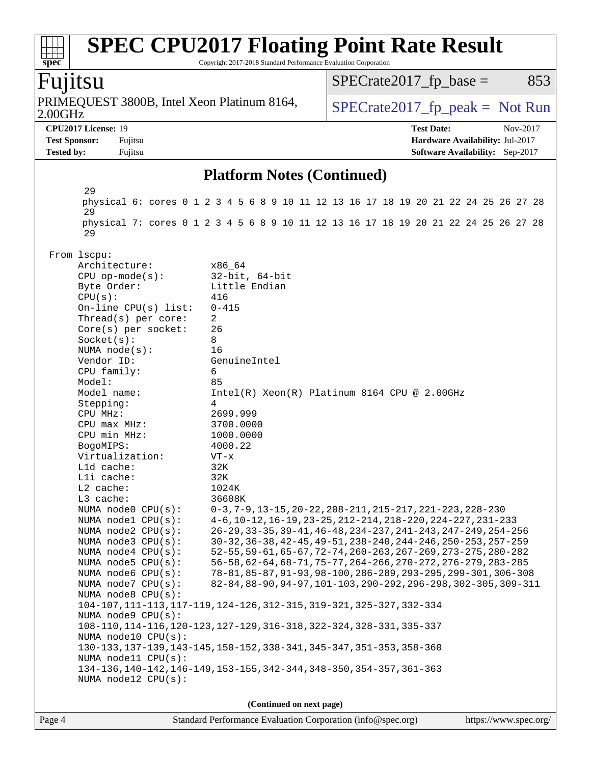# SPEC CPU2017 Floating Point Rate Result

Copyright 2017-2018 Standard Performance Evaluation Corporation

## Fujitsu

PRIMEQUEST 3800B, Intel Xeon Platinum 8164, 2.00GHz

SPECrate2017_fp_base = 853

SPECrate2017_fp_peak = Not Run

**CPU2017 License:** 19
**Test Sponsor:** Fujitsu
**Tested by:** Fujitsu

**Test Date:** Nov-2017
**Hardware Availability:** Jul-2017
**Software Availability:** Sep-2017

### Platform Notes (Continued)

```
     29
     physical 6: cores 0 1 2 3 4 5 6 8 9 10 11 12 13 16 17 18 19 20 21 22 24 25 26 27 28
     29
     physical 7: cores 0 1 2 3 4 5 6 8 9 10 11 12 13 16 17 18 19 20 21 22 24 25 26 27 28
     29

 From lscpu:
      Architecture:          x86_64
      CPU op-mode(s):        32-bit, 64-bit
      Byte Order:            Little Endian
      CPU(s):                416
      On-line CPU(s) list:   0-415
      Thread(s) per core:    2
      Core(s) per socket:    26
      Socket(s):             8
      NUMA node(s):          16
      Vendor ID:             GenuineIntel
      CPU family:            6
      Model:                 85
      Model name:            Intel(R) Xeon(R) Platinum 8164 CPU @ 2.00GHz
      Stepping:              4
      CPU MHz:               2699.999
      CPU max MHz:           3700.0000
      CPU min MHz:           1000.0000
      BogoMIPS:              4000.22
      Virtualization:        VT-x
      L1d cache:             32K
      L1i cache:             32K
      L2 cache:              1024K
      L3 cache:              36608K
      NUMA node0 CPU(s):     0-3,7-9,13-15,20-22,208-211,215-217,221-223,228-230
      NUMA node1 CPU(s):     4-6,10-12,16-19,23-25,212-214,218-220,224-227,231-233
      NUMA node2 CPU(s):     26-29,33-35,39-41,46-48,234-237,241-243,247-249,254-256
      NUMA node3 CPU(s):     30-32,36-38,42-45,49-51,238-240,244-246,250-253,257-259
      NUMA node4 CPU(s):     52-55,59-61,65-67,72-74,260-263,267-269,273-275,280-282
      NUMA node5 CPU(s):     56-58,62-64,68-71,75-77,264-266,270-272,276-279,283-285
      NUMA node6 CPU(s):     78-81,85-87,91-93,98-100,286-289,293-295,299-301,306-308
      NUMA node7 CPU(s):     82-84,88-90,94-97,101-103,290-292,296-298,302-305,309-311
      NUMA node8 CPU(s):
      104-107,111-113,117-119,124-126,312-315,319-321,325-327,332-334
      NUMA node9 CPU(s):
      108-110,114-116,120-123,127-129,316-318,322-324,328-331,335-337
      NUMA node10 CPU(s):
      130-133,137-139,143-145,150-152,338-341,345-347,351-353,358-360
      NUMA node11 CPU(s):
      134-136,140-142,146-149,153-155,342-344,348-350,354-357,361-363
      NUMA node12 CPU(s):
```

(Continued on next page)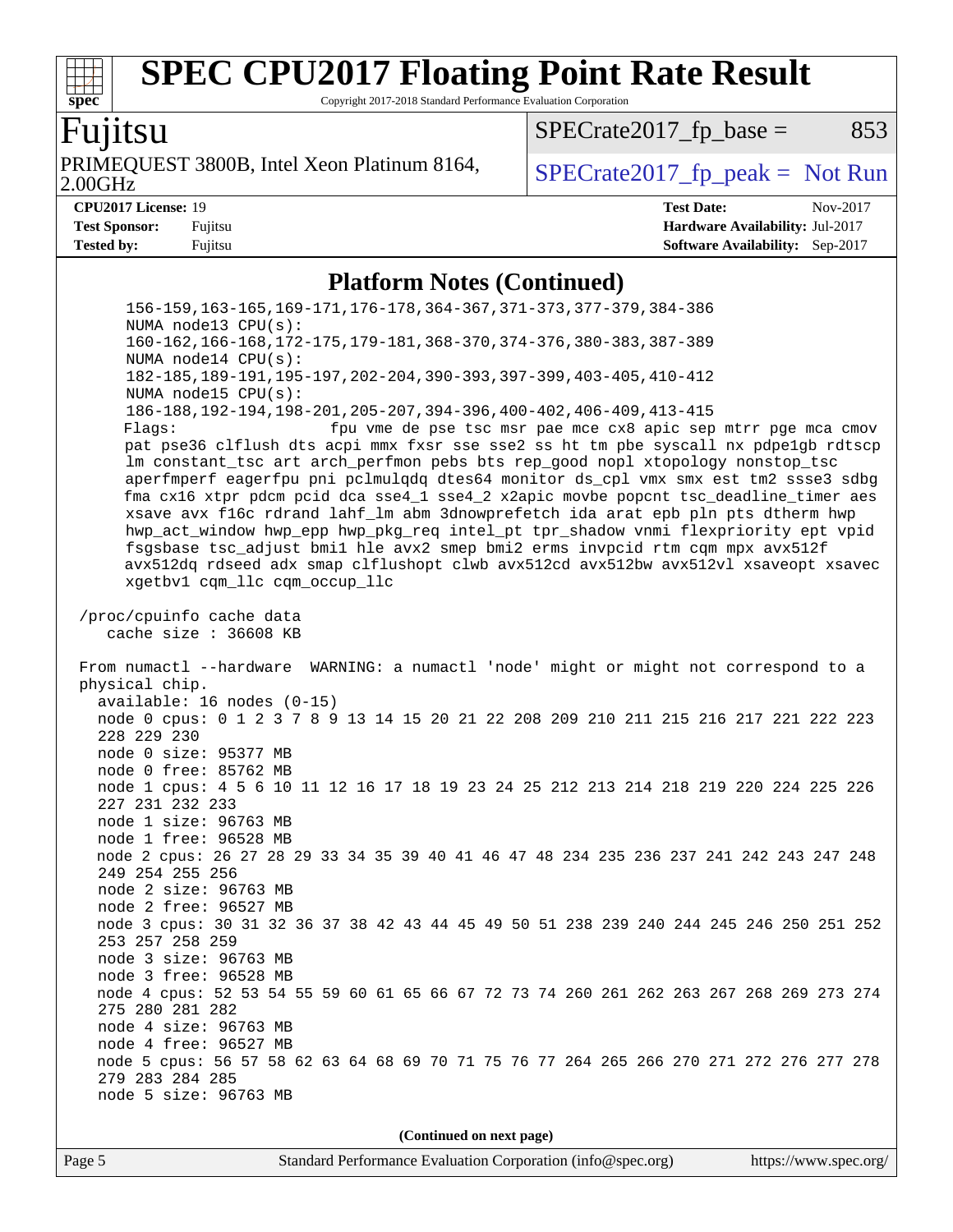# SPEC CPU2017 Floating Point Rate Result

Copyright 2017-2018 Standard Performance Evaluation Corporation

## Fujitsu

PRIMEQUEST 3800B, Intel Xeon Platinum 8164, 2.00GHz

SPECrate2017_fp_base = 853

SPECrate2017_fp_peak = Not Run

**CPU2017 License:** 19
**Test Sponsor:** Fujitsu
**Tested by:** Fujitsu

**Test Date:** Nov-2017
**Hardware Availability:** Jul-2017
**Software Availability:** Sep-2017

### Platform Notes (Continued)

```
      156-159,163-165,169-171,176-178,364-367,371-373,377-379,384-386
      NUMA node13 CPU(s):
      160-162,166-168,172-175,179-181,368-370,374-376,380-383,387-389
      NUMA node14 CPU(s):
      182-185,189-191,195-197,202-204,390-393,397-399,403-405,410-412
      NUMA node15 CPU(s):
      186-188,192-194,198-201,205-207,394-396,400-402,406-409,413-415
      Flags:                 fpu vme de pse tsc msr pae mce cx8 apic sep mtrr pge mca cmov
      pat pse36 clflush dts acpi mmx fxsr sse sse2 ss ht tm pbe syscall nx pdpe1gb rdtscp
      lm constant_tsc art arch_perfmon pebs bts rep_good nopl xtopology nonstop_tsc
      aperfmperf eagerfpu pni pclmulqdq dtes64 monitor ds_cpl vmx smx est tm2 ssse3 sdbg
      fma cx16 xtpr pdcm pcid dca sse4_1 sse4_2 x2apic movbe popcnt tsc_deadline_timer aes
      xsave avx f16c rdrand lahf_lm abm 3dnowprefetch ida arat epb pln pts dtherm hwp
      hwp_act_window hwp_epp hwp_pkg_req intel_pt tpr_shadow vnmi flexpriority ept vpid
      fsgsbase tsc_adjust bmi1 hle avx2 smep bmi2 erms invpcid rtm cqm mpx avx512f
      avx512dq rdseed adx smap clflushopt clwb avx512cd avx512bw avx512vl xsaveopt xsavec
      xgetbv1 cqm_llc cqm_occup_llc

 /proc/cpuinfo cache data
    cache size : 36608 KB

 From numactl --hardware  WARNING: a numactl 'node' might or might not correspond to a
 physical chip.
   available: 16 nodes (0-15)
   node 0 cpus: 0 1 2 3 7 8 9 13 14 15 20 21 22 208 209 210 211 215 216 217 221 222 223
   228 229 230
   node 0 size: 95377 MB
   node 0 free: 85762 MB
   node 1 cpus: 4 5 6 10 11 12 16 17 18 19 23 24 25 212 213 214 218 219 220 224 225 226
   227 231 232 233
   node 1 size: 96763 MB
   node 1 free: 96528 MB
   node 2 cpus: 26 27 28 29 33 34 35 39 40 41 46 47 48 234 235 236 237 241 242 243 247 248
   249 254 255 256
   node 2 size: 96763 MB
   node 2 free: 96527 MB
   node 3 cpus: 30 31 32 36 37 38 42 43 44 45 49 50 51 238 239 240 244 245 246 250 251 252
   253 257 258 259
   node 3 size: 96763 MB
   node 3 free: 96528 MB
   node 4 cpus: 52 53 54 55 59 60 61 65 66 67 72 73 74 260 261 262 263 267 268 269 273 274
   275 280 281 282
   node 4 size: 96763 MB
   node 4 free: 96527 MB
   node 5 cpus: 56 57 58 62 63 64 68 69 70 71 75 76 77 264 265 266 270 271 272 276 277 278
   279 283 284 285
   node 5 size: 96763 MB
```

(Continued on next page)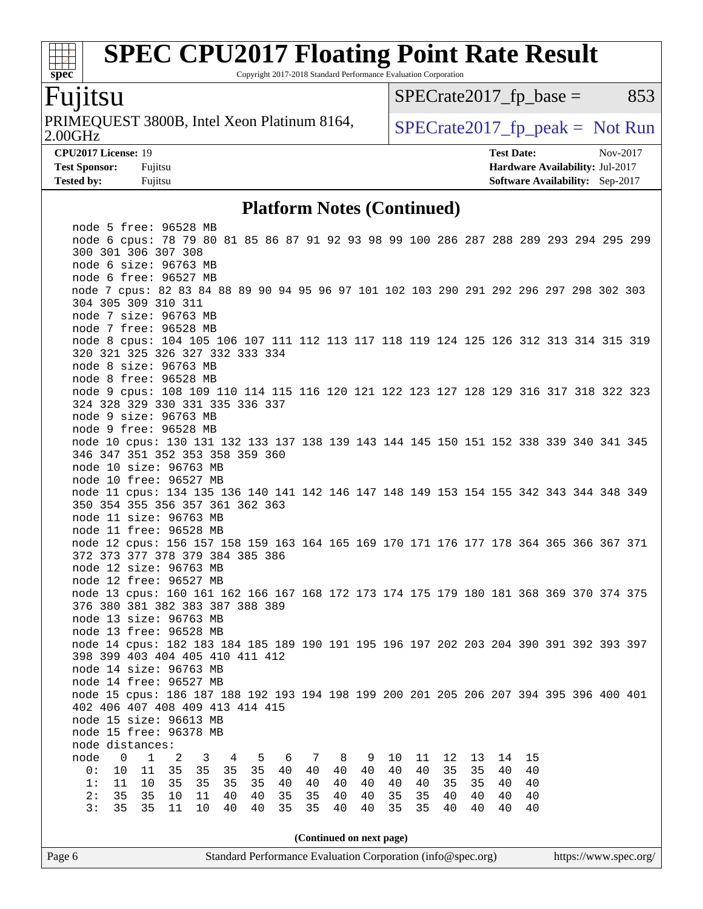## Platform Notes (Continued)

```
node 5 free: 96528 MB
node 6 cpus: 78 79 80 81 85 86 87 91 92 93 98 99 100 286 287 288 289 293 294 295 299
300 301 306 307 308
node 6 size: 96763 MB
node 6 free: 96527 MB
node 7 cpus: 82 83 84 88 89 90 94 95 96 97 101 102 103 290 291 292 296 297 298 302 303
304 305 309 310 311
node 7 size: 96763 MB
node 7 free: 96528 MB
node 8 cpus: 104 105 106 107 111 112 113 117 118 119 124 125 126 312 313 314 315 319
320 321 325 326 327 332 333 334
node 8 size: 96763 MB
node 8 free: 96528 MB
node 9 cpus: 108 109 110 114 115 116 120 121 122 123 127 128 129 316 317 318 322 323
324 328 329 330 331 335 336 337
node 9 size: 96763 MB
node 9 free: 96528 MB
node 10 cpus: 130 131 132 133 137 138 139 143 144 145 150 151 152 338 339 340 341 345
346 347 351 352 353 358 359 360
node 10 size: 96763 MB
node 10 free: 96527 MB
node 11 cpus: 134 135 136 140 141 142 146 147 148 149 153 154 155 342 343 344 348 349
350 354 355 356 357 361 362 363
node 11 size: 96763 MB
node 11 free: 96528 MB
node 12 cpus: 156 157 158 159 163 164 165 169 170 171 176 177 178 364 365 366 367 371
372 373 377 378 379 384 385 386
node 12 size: 96763 MB
node 12 free: 96527 MB
node 13 cpus: 160 161 162 166 167 168 172 173 174 175 179 180 181 368 369 370 374 375
376 380 381 382 383 387 388 389
node 13 size: 96763 MB
node 13 free: 96528 MB
node 14 cpus: 182 183 184 185 189 190 191 195 196 197 202 203 204 390 391 392 393 397
398 399 403 404 405 410 411 412
node 14 size: 96763 MB
node 14 free: 96527 MB
node 15 cpus: 186 187 188 192 193 194 198 199 200 201 205 206 207 394 395 396 400 401
402 406 407 408 409 413 414 415
node 15 size: 96613 MB
node 15 free: 96378 MB
node distances:
node   0   1   2   3   4   5   6   7   8   9  10  11  12  13  14  15
  0:  10  11  35  35  35  35  40  40  40  40  40  40  35  35  40  40
  1:  11  10  35  35  35  35  40  40  40  40  40  40  35  35  40  40
  2:  35  35  10  11  40  40  35  35  40  40  35  35  40  40  40  40
  3:  35  35  11  10  40  40  35  35  40  40  35  35  40  40  40  40
```

(Continued on next page)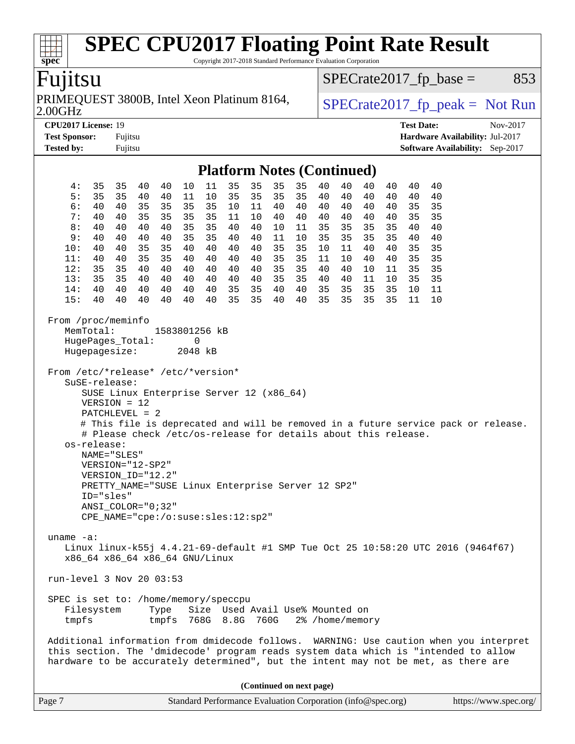# SPEC CPU2017 Floating Point Rate Result

Copyright 2017-2018 Standard Performance Evaluation Corporation

**Fujitsu**

PRIMEQUEST 3800B, Intel Xeon Platinum 8164, 2.00GHz

SPECrate2017_fp_base = 853

SPECrate2017_fp_peak = Not Run

**CPU2017 License:** 19
**Test Sponsor:** Fujitsu
**Tested by:** Fujitsu

**Test Date:** Nov-2017
**Hardware Availability:** Jul-2017
**Software Availability:** Sep-2017

## Platform Notes (Continued)

```
   4:  35  35  40  40  10  11  35  35  35  35  40  40  40  40  40  40
   5:  35  35  40  40  11  10  35  35  35  35  40  40  40  40  40  40
   6:  40  40  35  35  35  35  10  11  40  40  40  40  40  40  35  35
   7:  40  40  35  35  35  35  11  10  40  40  40  40  40  40  35  35
   8:  40  40  40  40  35  35  40  40  10  11  35  35  35  35  40  40
   9:  40  40  40  40  35  35  40  40  11  10  35  35  35  35  40  40
  10:  40  40  35  35  40  40  40  40  35  35  10  11  40  40  35  35
  11:  40  40  35  35  40  40  40  40  35  35  11  10  40  40  35  35
  12:  35  35  40  40  40  40  40  40  35  35  40  40  10  11  35  35
  13:  35  35  40  40  40  40  40  40  35  35  40  40  11  10  35  35
  14:  40  40  40  40  40  40  35  35  40  40  35  35  35  35  10  11
  15:  40  40  40  40  40  40  35  35  40  40  35  35  35  35  11  10

From /proc/meminfo
   MemTotal:       1583801256 kB
   HugePages_Total:       0
   Hugepagesize:       2048 kB

From /etc/*release* /etc/*version*
   SuSE-release:
      SUSE Linux Enterprise Server 12 (x86_64)
      VERSION = 12
      PATCHLEVEL = 2
      # This file is deprecated and will be removed in a future service pack or release.
      # Please check /etc/os-release for details about this release.
   os-release:
      NAME="SLES"
      VERSION="12-SP2"
      VERSION_ID="12.2"
      PRETTY_NAME="SUSE Linux Enterprise Server 12 SP2"
      ID="sles"
      ANSI_COLOR="0;32"
      CPE_NAME="cpe:/o:suse:sles:12:sp2"

uname -a:
   Linux linux-k55j 4.4.21-69-default #1 SMP Tue Oct 25 10:58:20 UTC 2016 (9464f67)
   x86_64 x86_64 x86_64 GNU/Linux

run-level 3 Nov 20 03:53

SPEC is set to: /home/memory/speccpu
   Filesystem     Type   Size  Used Avail Use% Mounted on
   tmpfs          tmpfs  768G  8.8G  760G   2% /home/memory

Additional information from dmidecode follows.  WARNING: Use caution when you interpret
this section. The 'dmidecode' program reads system data which is "intended to allow
hardware to be accurately determined", but the intent may not be met, as there are
```

**(Continued on next page)**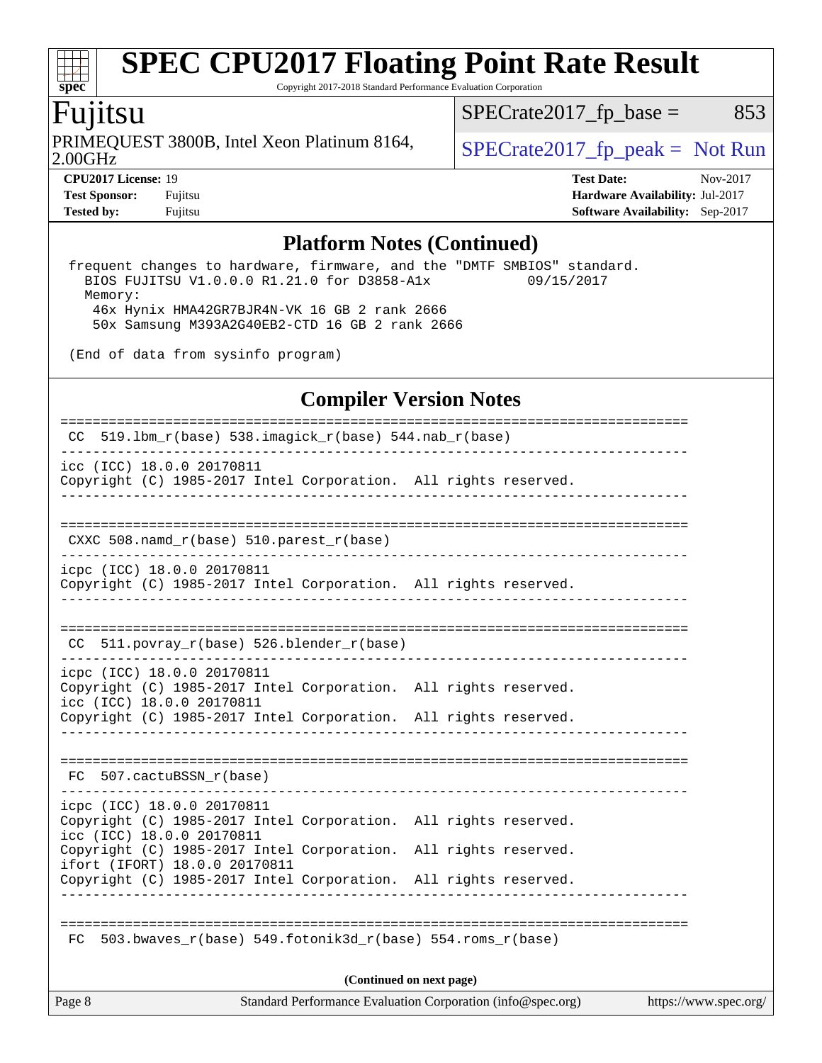## Platform Notes (Continued)

```
 frequent changes to hardware, firmware, and the "DMTF SMBIOS" standard.
   BIOS FUJITSU V1.0.0.0 R1.21.0 for D3858-A1x          09/15/2017
   Memory:
    46x Hynix HMA42GR7BJR4N-VK 16 GB 2 rank 2666
    50x Samsung M393A2G40EB2-CTD 16 GB 2 rank 2666

 (End of data from sysinfo program)
```

## Compiler Version Notes

```
==============================================================================
 CC  519.lbm_r(base) 538.imagick_r(base) 544.nab_r(base)
------------------------------------------------------------------------------
icc (ICC) 18.0.0 20170811
Copyright (C) 1985-2017 Intel Corporation.  All rights reserved.
------------------------------------------------------------------------------

==============================================================================
 CXXC 508.namd_r(base) 510.parest_r(base)
------------------------------------------------------------------------------
icpc (ICC) 18.0.0 20170811
Copyright (C) 1985-2017 Intel Corporation.  All rights reserved.
------------------------------------------------------------------------------

==============================================================================
 CC  511.povray_r(base) 526.blender_r(base)
------------------------------------------------------------------------------
icpc (ICC) 18.0.0 20170811
Copyright (C) 1985-2017 Intel Corporation.  All rights reserved.
icc (ICC) 18.0.0 20170811
Copyright (C) 1985-2017 Intel Corporation.  All rights reserved.
------------------------------------------------------------------------------

==============================================================================
 FC  507.cactuBSSN_r(base)
------------------------------------------------------------------------------
icpc (ICC) 18.0.0 20170811
Copyright (C) 1985-2017 Intel Corporation.  All rights reserved.
icc (ICC) 18.0.0 20170811
Copyright (C) 1985-2017 Intel Corporation.  All rights reserved.
ifort (IFORT) 18.0.0 20170811
Copyright (C) 1985-2017 Intel Corporation.  All rights reserved.
------------------------------------------------------------------------------

==============================================================================
 FC  503.bwaves_r(base) 549.fotonik3d_r(base) 554.roms_r(base)
```

**(Continued on next page)**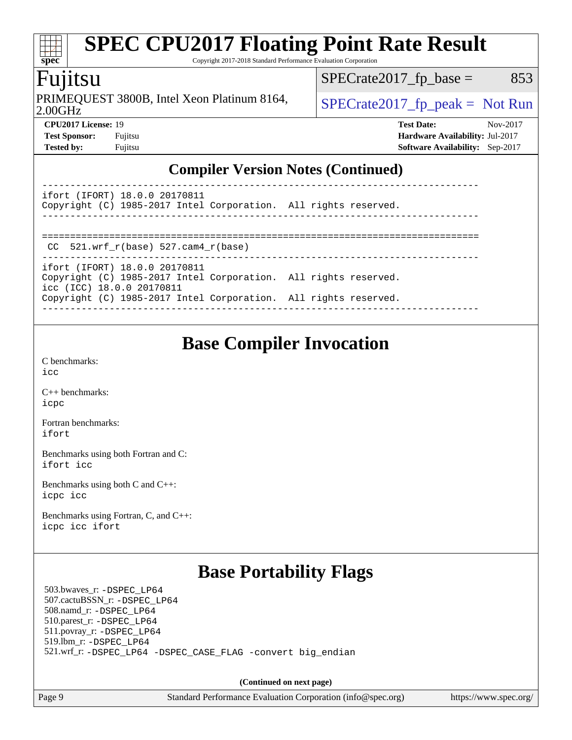## Compiler Version Notes (Continued)

```
------------------------------------------------------------------------------
ifort (IFORT) 18.0.0 20170811
Copyright (C) 1985-2017 Intel Corporation.  All rights reserved.
------------------------------------------------------------------------------

==============================================================================
 CC  521.wrf_r(base) 527.cam4_r(base)
------------------------------------------------------------------------------
ifort (IFORT) 18.0.0 20170811
Copyright (C) 1985-2017 Intel Corporation.  All rights reserved.
icc (ICC) 18.0.0 20170811
Copyright (C) 1985-2017 Intel Corporation.  All rights reserved.
------------------------------------------------------------------------------
```

# Base Compiler Invocation

C benchmarks:
icc

C++ benchmarks:
icpc

Fortran benchmarks:
ifort

Benchmarks using both Fortran and C:
ifort icc

Benchmarks using both C and C++:
icpc icc

Benchmarks using Fortran, C, and C++:
icpc icc ifort

# Base Portability Flags

503.bwaves_r: -DSPEC_LP64
507.cactuBSSN_r: -DSPEC_LP64
508.namd_r: -DSPEC_LP64
510.parest_r: -DSPEC_LP64
511.povray_r: -DSPEC_LP64
519.lbm_r: -DSPEC_LP64
521.wrf_r: -DSPEC_LP64 -DSPEC_CASE_FLAG -convert big_endian

**(Continued on next page)**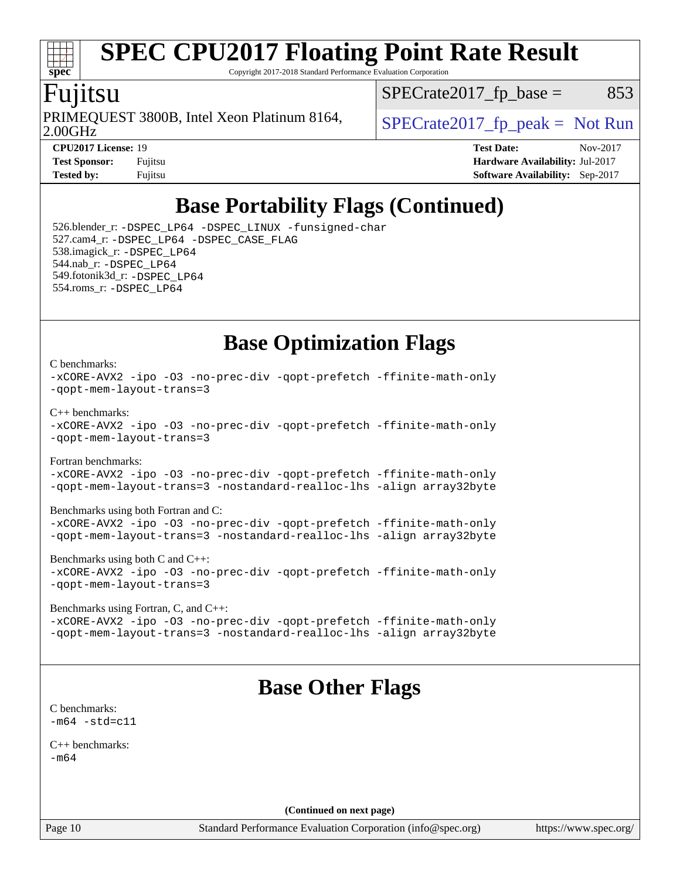# Base Portability Flags (Continued)

526.blender_r: `-DSPEC_LP64 -DSPEC_LINUX -funsigned-char`
527.cam4_r: `-DSPEC_LP64 -DSPEC_CASE_FLAG`
538.imagick_r: `-DSPEC_LP64`
544.nab_r: `-DSPEC_LP64`
549.fotonik3d_r: `-DSPEC_LP64`
554.roms_r: `-DSPEC_LP64`

# Base Optimization Flags

C benchmarks:
```
-xCORE-AVX2 -ipo -O3 -no-prec-div -qopt-prefetch -ffinite-math-only
-qopt-mem-layout-trans=3
```

C++ benchmarks:
```
-xCORE-AVX2 -ipo -O3 -no-prec-div -qopt-prefetch -ffinite-math-only
-qopt-mem-layout-trans=3
```

Fortran benchmarks:
```
-xCORE-AVX2 -ipo -O3 -no-prec-div -qopt-prefetch -ffinite-math-only
-qopt-mem-layout-trans=3 -nostandard-realloc-lhs -align array32byte
```

Benchmarks using both Fortran and C:
```
-xCORE-AVX2 -ipo -O3 -no-prec-div -qopt-prefetch -ffinite-math-only
-qopt-mem-layout-trans=3 -nostandard-realloc-lhs -align array32byte
```

Benchmarks using both C and C++:
```
-xCORE-AVX2 -ipo -O3 -no-prec-div -qopt-prefetch -ffinite-math-only
-qopt-mem-layout-trans=3
```

Benchmarks using Fortran, C, and C++:
```
-xCORE-AVX2 -ipo -O3 -no-prec-div -qopt-prefetch -ffinite-math-only
-qopt-mem-layout-trans=3 -nostandard-realloc-lhs -align array32byte
```

# Base Other Flags

C benchmarks:
```
-m64 -std=c11
```

C++ benchmarks:
```
-m64
```

**(Continued on next page)**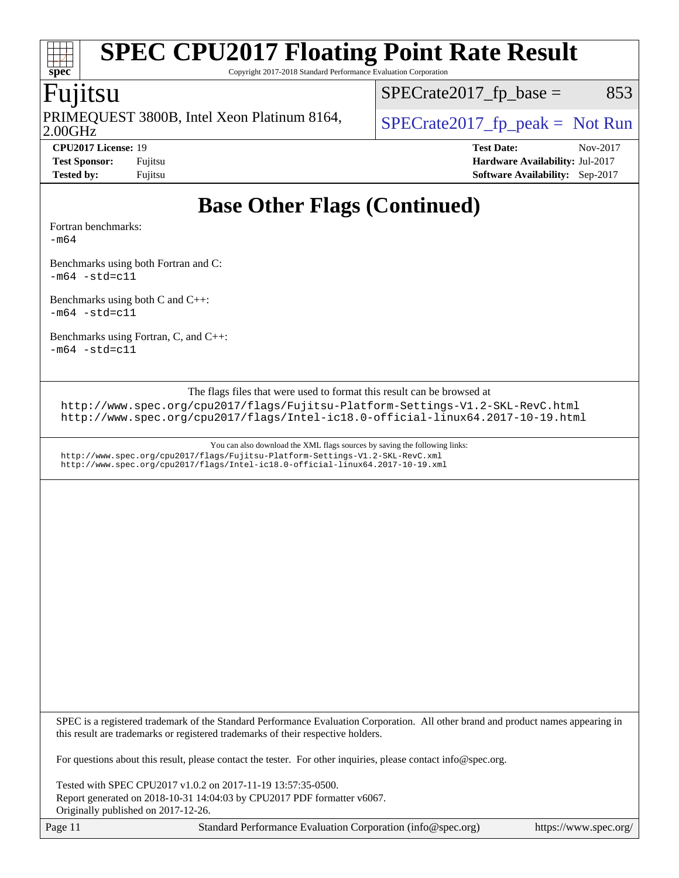## Base Other Flags (Continued)

Fortran benchmarks:
-m64

Benchmarks using both Fortran and C:
-m64 -std=c11

Benchmarks using both C and C++:
-m64 -std=c11

Benchmarks using Fortran, C, and C++:
-m64 -std=c11

The flags files that were used to format this result can be browsed at
http://www.spec.org/cpu2017/flags/Fujitsu-Platform-Settings-V1.2-SKL-RevC.html
http://www.spec.org/cpu2017/flags/Intel-ic18.0-official-linux64.2017-10-19.html

You can also download the XML flags sources by saving the following links:
http://www.spec.org/cpu2017/flags/Fujitsu-Platform-Settings-V1.2-SKL-RevC.xml
http://www.spec.org/cpu2017/flags/Intel-ic18.0-official-linux64.2017-10-19.xml

SPEC is a registered trademark of the Standard Performance Evaluation Corporation. All other brand and product names appearing in this result are trademarks or registered trademarks of their respective holders.

For questions about this result, please contact the tester. For other inquiries, please contact info@spec.org.

Tested with SPEC CPU2017 v1.0.2 on 2017-11-19 13:57:35-0500.
Report generated on 2018-10-31 14:04:03 by CPU2017 PDF formatter v6067.
Originally published on 2017-12-26.